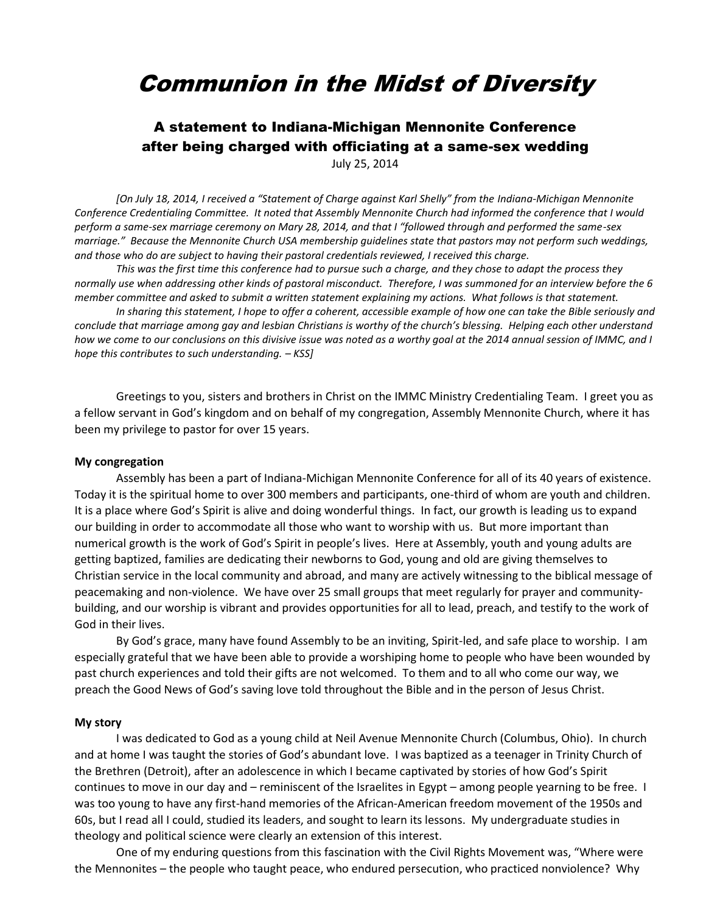# Communion in the Midst of Diversity

## A statement to Indiana-Michigan Mennonite Conference after being charged with officiating at a same-sex wedding

July 25, 2014

*[On July 18, 2014, I received a "Statement of Charge against Karl Shelly" from the Indiana-Michigan Mennonite Conference Credentialing Committee. It noted that Assembly Mennonite Church had informed the conference that I would perform a same-sex marriage ceremony on Mary 28, 2014, and that I "followed through and performed the same-sex marriage." Because the Mennonite Church USA membership guidelines state that pastors may not perform such weddings, and those who do are subject to having their pastoral credentials reviewed, I received this charge.*

*This was the first time this conference had to pursue such a charge, and they chose to adapt the process they normally use when addressing other kinds of pastoral misconduct. Therefore, I was summoned for an interview before the 6 member committee and asked to submit a written statement explaining my actions. What follows is that statement.*

*In sharing this statement, I hope to offer a coherent, accessible example of how one can take the Bible seriously and conclude that marriage among gay and lesbian Christians is worthy of the church's blessing. Helping each other understand how we come to our conclusions on this divisive issue was noted as a worthy goal at the 2014 annual session of IMMC, and I hope this contributes to such understanding. – KSS]*

Greetings to you, sisters and brothers in Christ on the IMMC Ministry Credentialing Team. I greet you as a fellow servant in God's kingdom and on behalf of my congregation, Assembly Mennonite Church, where it has been my privilege to pastor for over 15 years.

**My congregation**

Assembly has been a part of Indiana-Michigan Mennonite Conference for all of its 40 years of existence. Today it is the spiritual home to over 300 members and participants, one-third of whom are youth and children. It is a place where God's Spirit is alive and doing wonderful things. In fact, our growth is leading us to expand our building in order to accommodate all those who want to worship with us. But more important than numerical growth is the work of God's Spirit in people's lives. Here at Assembly, youth and young adults are getting baptized, families are dedicating their newborns to God, young and old are giving themselves to Christian service in the local community and abroad, and many are actively witnessing to the biblical message of peacemaking and non-violence. We have over 25 small groups that meet regularly for prayer and community-building, and our worship is vibrant and provides opportunities for all to lead, preach, and testify to the work of God in their lives.

By God's grace, many have found Assembly to be an inviting, Spirit-led, and safe place to worship. I am especially grateful that we have been able to provide a worshiping home to people who have been wounded by past church experiences and told their gifts are not welcomed. To them and to all who come our way, we preach the Good News of God's saving love told throughout the Bible and in the person of Jesus Christ.

**My story**

I was dedicated to God as a young child at Neil Avenue Mennonite Church (Columbus, Ohio). In church and at home I was taught the stories of God's abundant love. I was baptized as a teenager in Trinity Church of the Brethren (Detroit), after an adolescence in which I became captivated by stories of how God's Spirit continues to move in our day and – reminiscent of the Israelites in Egypt – among people yearning to be free. I was too young to have any first-hand memories of the African-American freedom movement of the 1950s and 60s, but I read all I could, studied its leaders, and sought to learn its lessons. My undergraduate studies in theology and political science were clearly an extension of this interest.

One of my enduring questions from this fascination with the Civil Rights Movement was, "Where were the Mennonites – the people who taught peace, who endured persecution, who practiced nonviolence? Why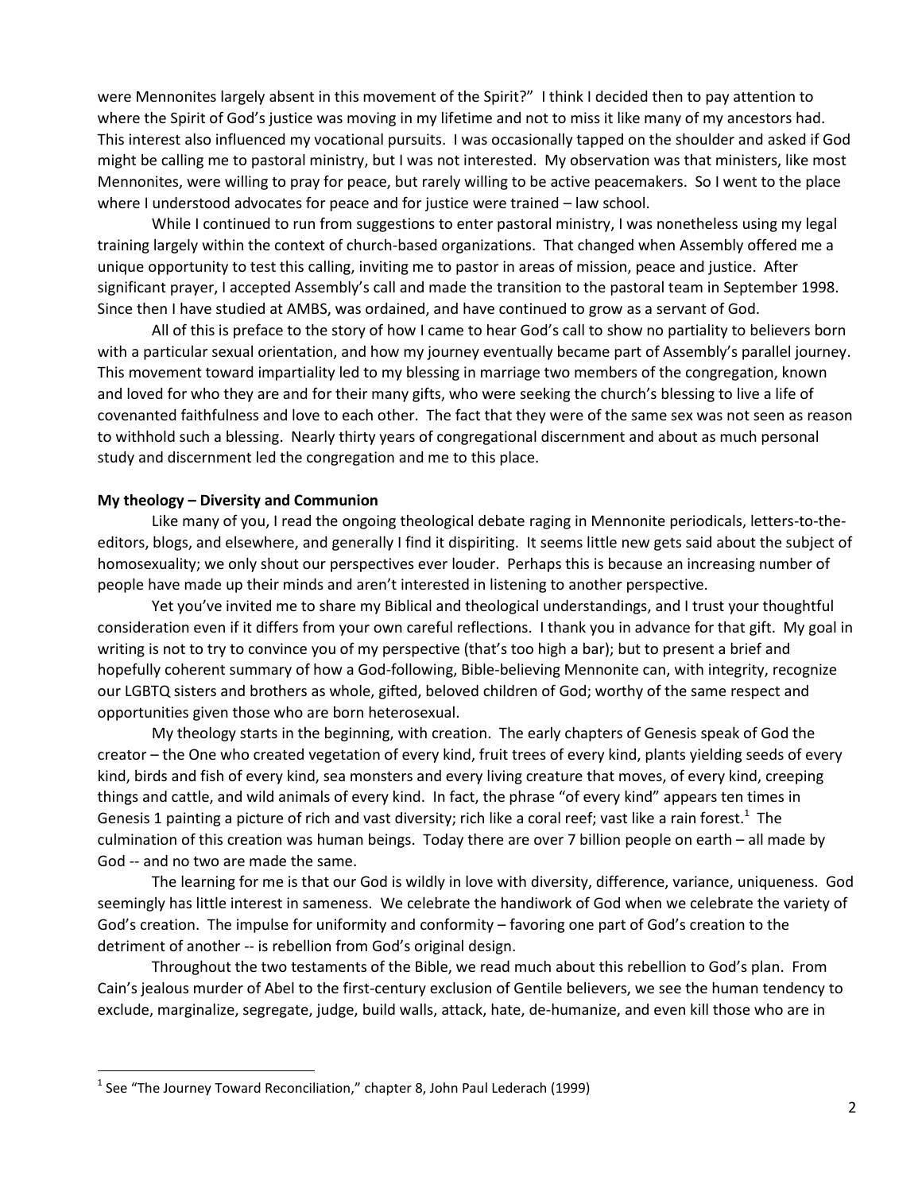were Mennonites largely absent in this movement of the Spirit?" I think I decided then to pay attention to where the Spirit of God's justice was moving in my lifetime and not to miss it like many of my ancestors had. This interest also influenced my vocational pursuits. I was occasionally tapped on the shoulder and asked if God might be calling me to pastoral ministry, but I was not interested. My observation was that ministers, like most Mennonites, were willing to pray for peace, but rarely willing to be active peacemakers. So I went to the place where I understood advocates for peace and for justice were trained – law school.

While I continued to run from suggestions to enter pastoral ministry, I was nonetheless using my legal training largely within the context of church-based organizations. That changed when Assembly offered me a unique opportunity to test this calling, inviting me to pastor in areas of mission, peace and justice. After significant prayer, I accepted Assembly's call and made the transition to the pastoral team in September 1998. Since then I have studied at AMBS, was ordained, and have continued to grow as a servant of God.

All of this is preface to the story of how I came to hear God's call to show no partiality to believers born with a particular sexual orientation, and how my journey eventually became part of Assembly's parallel journey. This movement toward impartiality led to my blessing in marriage two members of the congregation, known and loved for who they are and for their many gifts, who were seeking the church's blessing to live a life of covenanted faithfulness and love to each other. The fact that they were of the same sex was not seen as reason to withhold such a blessing. Nearly thirty years of congregational discernment and about as much personal study and discernment led the congregation and me to this place.

**My theology – Diversity and Communion**

Like many of you, I read the ongoing theological debate raging in Mennonite periodicals, letters-to-the-editors, blogs, and elsewhere, and generally I find it dispiriting. It seems little new gets said about the subject of homosexuality; we only shout our perspectives ever louder. Perhaps this is because an increasing number of people have made up their minds and aren't interested in listening to another perspective.

Yet you've invited me to share my Biblical and theological understandings, and I trust your thoughtful consideration even if it differs from your own careful reflections. I thank you in advance for that gift. My goal in writing is not to try to convince you of my perspective (that's too high a bar); but to present a brief and hopefully coherent summary of how a God-following, Bible-believing Mennonite can, with integrity, recognize our LGBTQ sisters and brothers as whole, gifted, beloved children of God; worthy of the same respect and opportunities given those who are born heterosexual.

My theology starts in the beginning, with creation. The early chapters of Genesis speak of God the creator – the One who created vegetation of every kind, fruit trees of every kind, plants yielding seeds of every kind, birds and fish of every kind, sea monsters and every living creature that moves, of every kind, creeping things and cattle, and wild animals of every kind. In fact, the phrase "of every kind" appears ten times in Genesis 1 painting a picture of rich and vast diversity; rich like a coral reef; vast like a rain forest.[1] The culmination of this creation was human beings. Today there are over 7 billion people on earth – all made by God -- and no two are made the same.

The learning for me is that our God is wildly in love with diversity, difference, variance, uniqueness. God seemingly has little interest in sameness. We celebrate the handiwork of God when we celebrate the variety of God's creation. The impulse for uniformity and conformity – favoring one part of God's creation to the detriment of another -- is rebellion from God's original design.

Throughout the two testaments of the Bible, we read much about this rebellion to God's plan. From Cain's jealous murder of Abel to the first-century exclusion of Gentile believers, we see the human tendency to exclude, marginalize, segregate, judge, build walls, attack, hate, de-humanize, and even kill those who are in

[1] See "The Journey Toward Reconciliation," chapter 8, John Paul Lederach (1999)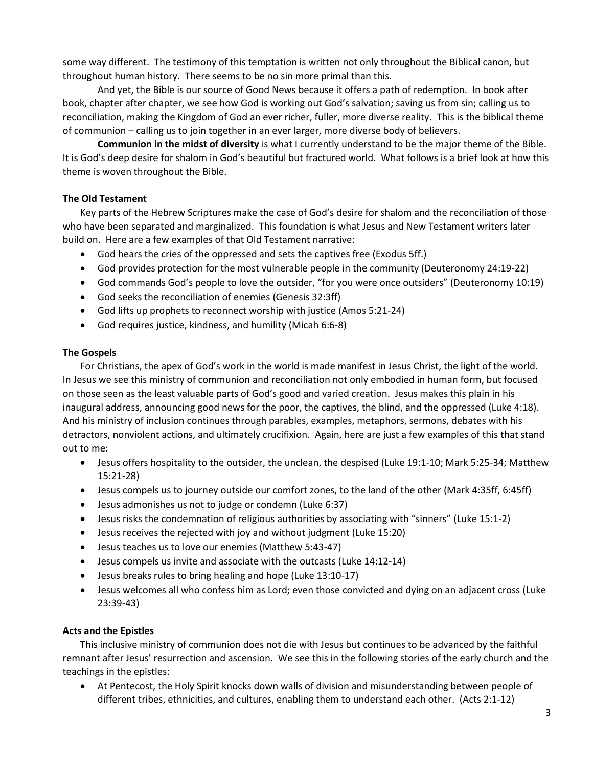some way different. The testimony of this temptation is written not only throughout the Biblical canon, but throughout human history. There seems to be no sin more primal than this.

And yet, the Bible is our source of Good News because it offers a path of redemption. In book after book, chapter after chapter, we see how God is working out God's salvation; saving us from sin; calling us to reconciliation, making the Kingdom of God an ever richer, fuller, more diverse reality. This is the biblical theme of communion – calling us to join together in an ever larger, more diverse body of believers.

**Communion in the midst of diversity** is what I currently understand to be the major theme of the Bible. It is God's deep desire for shalom in God's beautiful but fractured world. What follows is a brief look at how this theme is woven throughout the Bible.

**The Old Testament**

Key parts of the Hebrew Scriptures make the case of God's desire for shalom and the reconciliation of those who have been separated and marginalized. This foundation is what Jesus and New Testament writers later build on. Here are a few examples of that Old Testament narrative:

- God hears the cries of the oppressed and sets the captives free (Exodus 5ff.)
- God provides protection for the most vulnerable people in the community (Deuteronomy 24:19-22)
- God commands God's people to love the outsider, "for you were once outsiders" (Deuteronomy 10:19)
- God seeks the reconciliation of enemies (Genesis 32:3ff)
- God lifts up prophets to reconnect worship with justice (Amos 5:21-24)
- God requires justice, kindness, and humility (Micah 6:6-8)

**The Gospels**

For Christians, the apex of God's work in the world is made manifest in Jesus Christ, the light of the world. In Jesus we see this ministry of communion and reconciliation not only embodied in human form, but focused on those seen as the least valuable parts of God's good and varied creation. Jesus makes this plain in his inaugural address, announcing good news for the poor, the captives, the blind, and the oppressed (Luke 4:18). And his ministry of inclusion continues through parables, examples, metaphors, sermons, debates with his detractors, nonviolent actions, and ultimately crucifixion. Again, here are just a few examples of this that stand out to me:

- Jesus offers hospitality to the outsider, the unclean, the despised (Luke 19:1-10; Mark 5:25-34; Matthew 15:21-28)
- Jesus compels us to journey outside our comfort zones, to the land of the other (Mark 4:35ff, 6:45ff)
- Jesus admonishes us not to judge or condemn (Luke 6:37)
- Jesus risks the condemnation of religious authorities by associating with "sinners" (Luke 15:1-2)
- Jesus receives the rejected with joy and without judgment (Luke 15:20)
- Jesus teaches us to love our enemies (Matthew 5:43-47)
- Jesus compels us invite and associate with the outcasts (Luke 14:12-14)
- Jesus breaks rules to bring healing and hope (Luke 13:10-17)
- Jesus welcomes all who confess him as Lord; even those convicted and dying on an adjacent cross (Luke 23:39-43)

**Acts and the Epistles**

This inclusive ministry of communion does not die with Jesus but continues to be advanced by the faithful remnant after Jesus' resurrection and ascension. We see this in the following stories of the early church and the teachings in the epistles:

- At Pentecost, the Holy Spirit knocks down walls of division and misunderstanding between people of different tribes, ethnicities, and cultures, enabling them to understand each other. (Acts 2:1-12)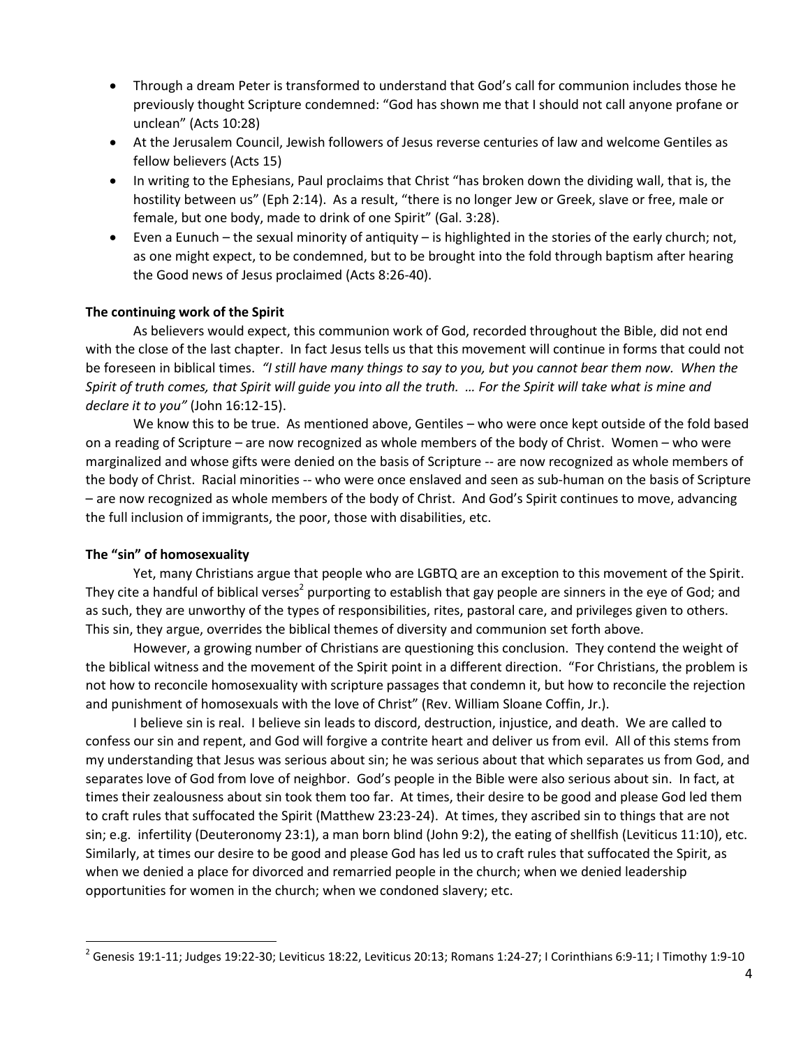- Through a dream Peter is transformed to understand that God's call for communion includes those he previously thought Scripture condemned: "God has shown me that I should not call anyone profane or unclean" (Acts 10:28)
- At the Jerusalem Council, Jewish followers of Jesus reverse centuries of law and welcome Gentiles as fellow believers (Acts 15)
- In writing to the Ephesians, Paul proclaims that Christ "has broken down the dividing wall, that is, the hostility between us" (Eph 2:14). As a result, "there is no longer Jew or Greek, slave or free, male or female, but one body, made to drink of one Spirit" (Gal. 3:28).
- Even a Eunuch – the sexual minority of antiquity – is highlighted in the stories of the early church; not, as one might expect, to be condemned, but to be brought into the fold through baptism after hearing the Good news of Jesus proclaimed (Acts 8:26-40).

**The continuing work of the Spirit**

As believers would expect, this communion work of God, recorded throughout the Bible, did not end with the close of the last chapter. In fact Jesus tells us that this movement will continue in forms that could not be foreseen in biblical times. *"I still have many things to say to you, but you cannot bear them now. When the Spirit of truth comes, that Spirit will guide you into all the truth. … For the Spirit will take what is mine and declare it to you"* (John 16:12-15).

We know this to be true. As mentioned above, Gentiles – who were once kept outside of the fold based on a reading of Scripture – are now recognized as whole members of the body of Christ. Women – who were marginalized and whose gifts were denied on the basis of Scripture -- are now recognized as whole members of the body of Christ. Racial minorities -- who were once enslaved and seen as sub-human on the basis of Scripture – are now recognized as whole members of the body of Christ. And God's Spirit continues to move, advancing the full inclusion of immigrants, the poor, those with disabilities, etc.

**The "sin" of homosexuality**

Yet, many Christians argue that people who are LGBTQ are an exception to this movement of the Spirit. They cite a handful of biblical verses[2] purporting to establish that gay people are sinners in the eye of God; and as such, they are unworthy of the types of responsibilities, rites, pastoral care, and privileges given to others. This sin, they argue, overrides the biblical themes of diversity and communion set forth above.

However, a growing number of Christians are questioning this conclusion. They contend the weight of the biblical witness and the movement of the Spirit point in a different direction. "For Christians, the problem is not how to reconcile homosexuality with scripture passages that condemn it, but how to reconcile the rejection and punishment of homosexuals with the love of Christ" (Rev. William Sloane Coffin, Jr.).

I believe sin is real. I believe sin leads to discord, destruction, injustice, and death. We are called to confess our sin and repent, and God will forgive a contrite heart and deliver us from evil. All of this stems from my understanding that Jesus was serious about sin; he was serious about that which separates us from God, and separates love of God from love of neighbor. God's people in the Bible were also serious about sin. In fact, at times their zealousness about sin took them too far. At times, their desire to be good and please God led them to craft rules that suffocated the Spirit (Matthew 23:23-24). At times, they ascribed sin to things that are not sin; e.g. infertility (Deuteronomy 23:1), a man born blind (John 9:2), the eating of shellfish (Leviticus 11:10), etc. Similarly, at times our desire to be good and please God has led us to craft rules that suffocated the Spirit, as when we denied a place for divorced and remarried people in the church; when we denied leadership opportunities for women in the church; when we condoned slavery; etc.

---

[2] Genesis 19:1-11; Judges 19:22-30; Leviticus 18:22, Leviticus 20:13; Romans 1:24-27; I Corinthians 6:9-11; I Timothy 1:9-10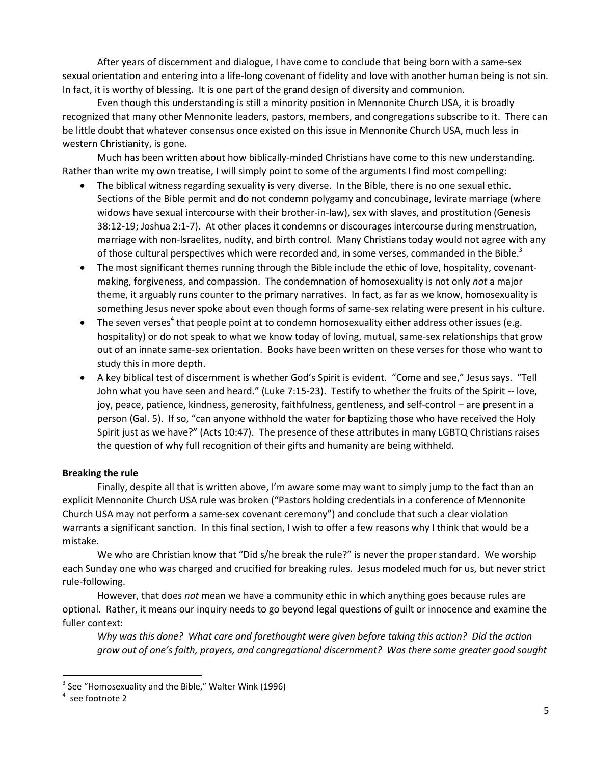After years of discernment and dialogue, I have come to conclude that being born with a same-sex sexual orientation and entering into a life-long covenant of fidelity and love with another human being is not sin. In fact, it is worthy of blessing. It is one part of the grand design of diversity and communion.

Even though this understanding is still a minority position in Mennonite Church USA, it is broadly recognized that many other Mennonite leaders, pastors, members, and congregations subscribe to it. There can be little doubt that whatever consensus once existed on this issue in Mennonite Church USA, much less in western Christianity, is gone.

Much has been written about how biblically-minded Christians have come to this new understanding. Rather than write my own treatise, I will simply point to some of the arguments I find most compelling:

- The biblical witness regarding sexuality is very diverse. In the Bible, there is no one sexual ethic. Sections of the Bible permit and do not condemn polygamy and concubinage, levirate marriage (where widows have sexual intercourse with their brother-in-law), sex with slaves, and prostitution (Genesis 38:12-19; Joshua 2:1-7). At other places it condemns or discourages intercourse during menstruation, marriage with non-Israelites, nudity, and birth control. Many Christians today would not agree with any of those cultural perspectives which were recorded and, in some verses, commanded in the Bible.[3]
- The most significant themes running through the Bible include the ethic of love, hospitality, covenant-making, forgiveness, and compassion. The condemnation of homosexuality is not only *not* a major theme, it arguably runs counter to the primary narratives. In fact, as far as we know, homosexuality is something Jesus never spoke about even though forms of same-sex relating were present in his culture.
- The seven verses[4] that people point at to condemn homosexuality either address other issues (e.g. hospitality) or do not speak to what we know today of loving, mutual, same-sex relationships that grow out of an innate same-sex orientation. Books have been written on these verses for those who want to study this in more depth.
- A key biblical test of discernment is whether God's Spirit is evident. "Come and see," Jesus says. "Tell John what you have seen and heard." (Luke 7:15-23). Testify to whether the fruits of the Spirit -- love, joy, peace, patience, kindness, generosity, faithfulness, gentleness, and self-control – are present in a person (Gal. 5). If so, "can anyone withhold the water for baptizing those who have received the Holy Spirit just as we have?" (Acts 10:47). The presence of these attributes in many LGBTQ Christians raises the question of why full recognition of their gifts and humanity are being withheld.

**Breaking the rule**

Finally, despite all that is written above, I'm aware some may want to simply jump to the fact than an explicit Mennonite Church USA rule was broken ("Pastors holding credentials in a conference of Mennonite Church USA may not perform a same-sex covenant ceremony") and conclude that such a clear violation warrants a significant sanction. In this final section, I wish to offer a few reasons why I think that would be a mistake.

We who are Christian know that "Did s/he break the rule?" is never the proper standard. We worship each Sunday one who was charged and crucified for breaking rules. Jesus modeled much for us, but never strict rule-following.

However, that does *not* mean we have a community ethic in which anything goes because rules are optional. Rather, it means our inquiry needs to go beyond legal questions of guilt or innocence and examine the fuller context:

*Why was this done? What care and forethought were given before taking this action? Did the action grow out of one's faith, prayers, and congregational discernment? Was there some greater good sought*

---

[3] See "Homosexuality and the Bible," Walter Wink (1996)

[4] see footnote 2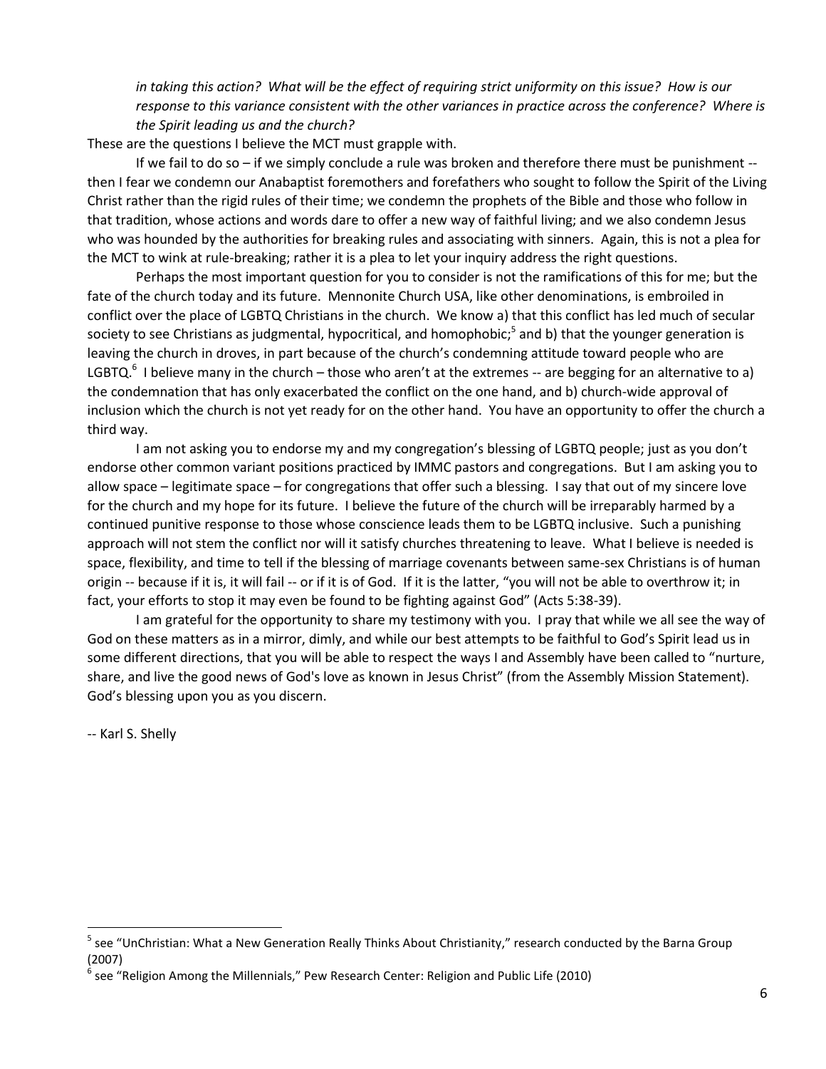*in taking this action? What will be the effect of requiring strict uniformity on this issue? How is our response to this variance consistent with the other variances in practice across the conference? Where is the Spirit leading us and the church?*

These are the questions I believe the MCT must grapple with.

If we fail to do so – if we simply conclude a rule was broken and therefore there must be punishment -- then I fear we condemn our Anabaptist foremothers and forefathers who sought to follow the Spirit of the Living Christ rather than the rigid rules of their time; we condemn the prophets of the Bible and those who follow in that tradition, whose actions and words dare to offer a new way of faithful living; and we also condemn Jesus who was hounded by the authorities for breaking rules and associating with sinners. Again, this is not a plea for the MCT to wink at rule-breaking; rather it is a plea to let your inquiry address the right questions.

Perhaps the most important question for you to consider is not the ramifications of this for me; but the fate of the church today and its future. Mennonite Church USA, like other denominations, is embroiled in conflict over the place of LGBTQ Christians in the church. We know a) that this conflict has led much of secular society to see Christians as judgmental, hypocritical, and homophobic;[5] and b) that the younger generation is leaving the church in droves, in part because of the church's condemning attitude toward people who are LGBTQ.[6] I believe many in the church – those who aren't at the extremes -- are begging for an alternative to a) the condemnation that has only exacerbated the conflict on the one hand, and b) church-wide approval of inclusion which the church is not yet ready for on the other hand. You have an opportunity to offer the church a third way.

I am not asking you to endorse my and my congregation's blessing of LGBTQ people; just as you don't endorse other common variant positions practiced by IMMC pastors and congregations. But I am asking you to allow space – legitimate space – for congregations that offer such a blessing. I say that out of my sincere love for the church and my hope for its future. I believe the future of the church will be irreparably harmed by a continued punitive response to those whose conscience leads them to be LGBTQ inclusive. Such a punishing approach will not stem the conflict nor will it satisfy churches threatening to leave. What I believe is needed is space, flexibility, and time to tell if the blessing of marriage covenants between same-sex Christians is of human origin -- because if it is, it will fail -- or if it is of God. If it is the latter, "you will not be able to overthrow it; in fact, your efforts to stop it may even be found to be fighting against God" (Acts 5:38-39).

I am grateful for the opportunity to share my testimony with you. I pray that while we all see the way of God on these matters as in a mirror, dimly, and while our best attempts to be faithful to God's Spirit lead us in some different directions, that you will be able to respect the ways I and Assembly have been called to "nurture, share, and live the good news of God's love as known in Jesus Christ" (from the Assembly Mission Statement). God's blessing upon you as you discern.

-- Karl S. Shelly

---

[5] see "UnChristian: What a New Generation Really Thinks About Christianity," research conducted by the Barna Group (2007)

[6] see "Religion Among the Millennials," Pew Research Center: Religion and Public Life (2010)